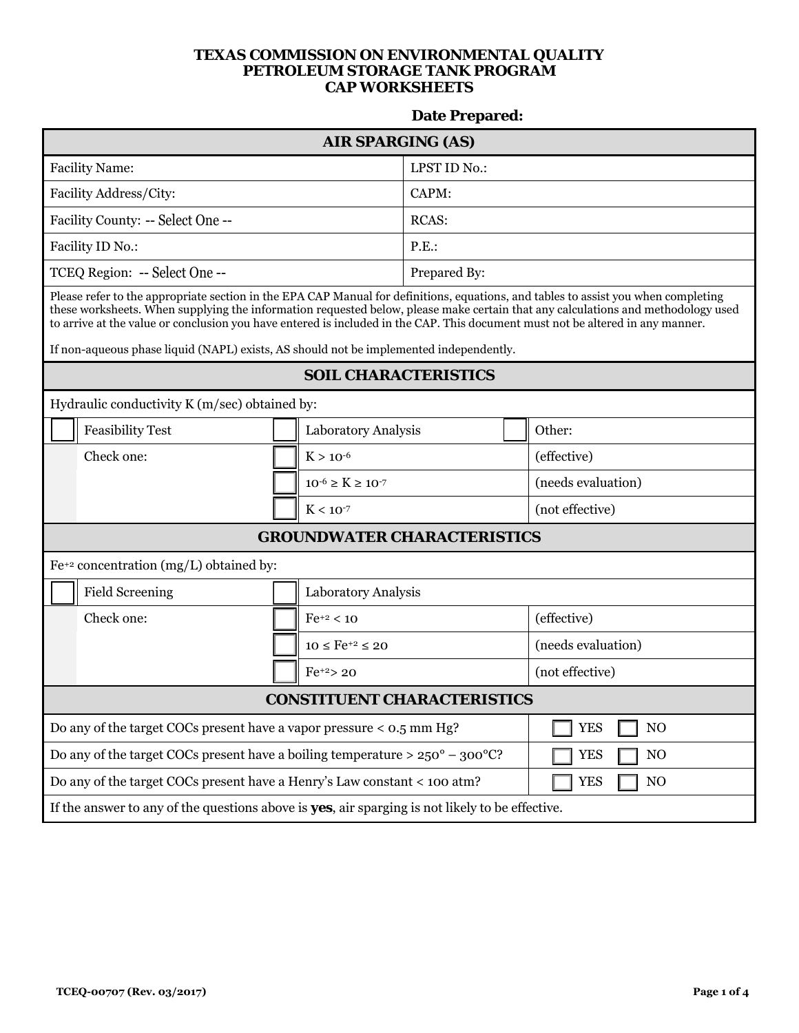**TEXAS COMMISSION ON ENVIRONMENTAL QUALITY**
**PETROLEUM STORAGE TANK PROGRAM**
**CAP WORKSHEETS**

**Date Prepared:**

## AIR SPARGING (AS)

| | |
|---|---|
| Facility Name: | LPST ID No.: |
| Facility Address/City: | CAPM: |
| Facility County: -- Select One -- | RCAS: |
| Facility ID No.: | P.E.: |
| TCEQ Region: -- Select One -- | Prepared By: |

Please refer to the appropriate section in the EPA CAP Manual for definitions, equations, and tables to assist you when completing these worksheets. When supplying the information requested below, please make certain that any calculations and methodology used to arrive at the value or conclusion you have entered is included in the CAP. This document must not be altered in any manner.

If non-aqueous phase liquid (NAPL) exists, AS should not be implemented independently.

## SOIL CHARACTERISTICS

Hydraulic conductivity K (m/sec) obtained by:

| | | | |
|---|---|---|---|
| ☐ Feasibility Test | ☐ Laboratory Analysis | ☐ Other: | |
| Check one: | ☐ | $K > 10^{-6}$ | (effective) |
| | ☐ | $10^{-6} \geq K \geq 10^{-7}$ | (needs evaluation) |
| | ☐ | $K < 10^{-7}$ | (not effective) |

## GROUNDWATER CHARACTERISTICS

$Fe^{+2}$ concentration (mg/L) obtained by:

| | | | |
|---|---|---|---|
| ☐ Field Screening | ☐ Laboratory Analysis | | |
| Check one: | ☐ | $Fe^{+2} < 10$ | (effective) |
| | ☐ | $10 \leq Fe^{+2} \leq 20$ | (needs evaluation) |
| | ☐ | $Fe^{+2} > 20$ | (not effective) |

## CONSTITUENT CHARACTERISTICS

| | |
|---|---|
| Do any of the target COCs present have a vapor pressure < 0.5 mm Hg? | ☐ YES ☐ NO |
| Do any of the target COCs present have a boiling temperature > 250° – 300°C? | ☐ YES ☐ NO |
| Do any of the target COCs present have a Henry's Law constant < 100 atm? | ☐ YES ☐ NO |

If the answer to any of the questions above is **yes**, air sparging is not likely to be effective.

TCEQ-00707 (Rev. 03/2017)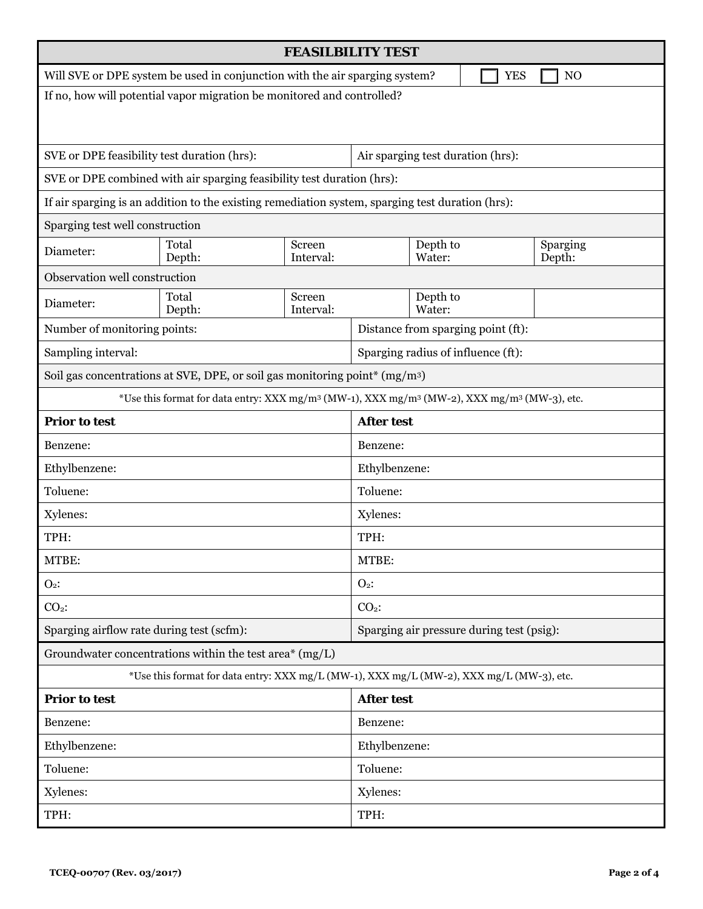## FEASILBILITY TEST

Will SVE or DPE system be used in conjunction with the air sparging system? ☐ YES ☐ NO

If no, how will potential vapor migration be monitored and controlled?

| SVE or DPE feasibility test duration (hrs): | Air sparging test duration (hrs): |
|---|---|

SVE or DPE combined with air sparging feasibility test duration (hrs):

If air sparging is an addition to the existing remediation system, sparging test duration (hrs):

**Sparging test well construction**

| Diameter: | Total Depth: | Screen Interval: | Depth to Water: | Sparging Depth: |
|---|---|---|---|---|

**Observation well construction**

| Diameter: | Total Depth: | Screen Interval: | Depth to Water: | |
|---|---|---|---|---|

| Number of monitoring points: | Distance from sparging point (ft): |
|---|---|
| Sampling interval: | Sparging radius of influence (ft): |

**Soil gas concentrations at SVE, DPE, or soil gas monitoring point* ($mg/m^3$)**

*Use this format for data entry: XXX $mg/m^3$ (MW-1), XXX $mg/m^3$ (MW-2), XXX $mg/m^3$ (MW-3), etc.

| Prior to test | After test |
|---|---|
| Benzene: | Benzene: |
| Ethylbenzene: | Ethylbenzene: |
| Toluene: | Toluene: |
| Xylenes: | Xylenes: |
| TPH: | TPH: |
| MTBE: | MTBE: |
| $O_2$: | $O_2$: |
| $CO_2$: | $CO_2$: |
| Sparging airflow rate during test (scfm): | Sparging air pressure during test (psig): |

**Groundwater concentrations within the test area* (mg/L)**

*Use this format for data entry: XXX mg/L (MW-1), XXX mg/L (MW-2), XXX mg/L (MW-3), etc.

| Prior to test | After test |
|---|---|
| Benzene: | Benzene: |
| Ethylbenzene: | Ethylbenzene: |
| Toluene: | Toluene: |
| Xylenes: | Xylenes: |
| TPH: | TPH: |

TCEQ-00707 (Rev. 03/2017)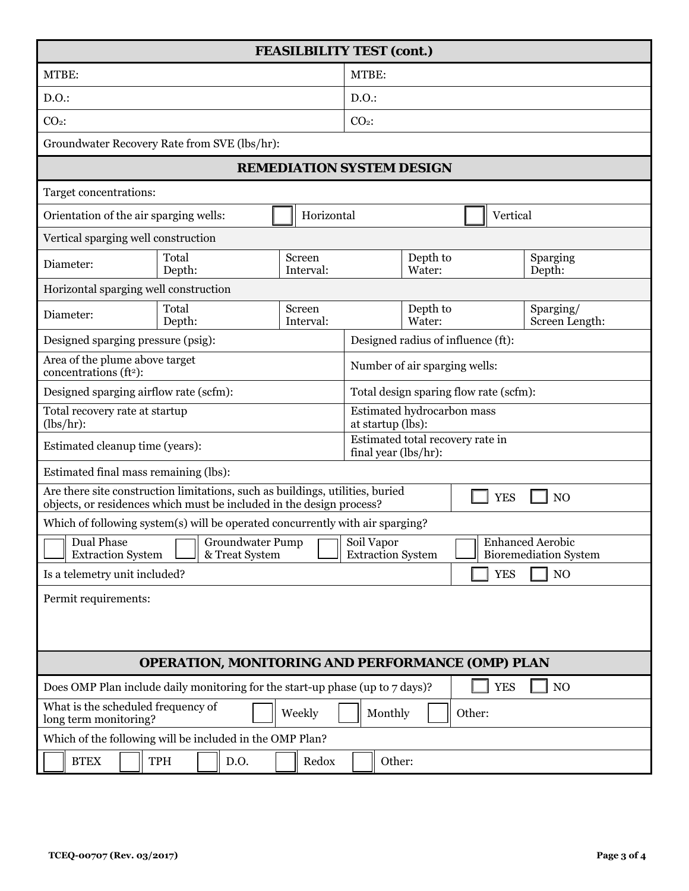## FEASILBILITY TEST (cont.)

| | |
|---|---|
| MTBE: | MTBE: |
| D.O.: | D.O.: |
| $CO_2$: | $CO_2$: |

Groundwater Recovery Rate from SVE (lbs/hr):

## REMEDIATION SYSTEM DESIGN

Target concentrations:

Orientation of the air sparging wells: ☐ Horizontal ☐ Vertical

**Vertical sparging well construction**

| Diameter: | Total Depth: | Screen Interval: | Depth to Water: | Sparging Depth: |
|---|---|---|---|---|

**Horizontal sparging well construction**

| Diameter: | Total Depth: | Screen Interval: | Depth to Water: | Sparging/ Screen Length: |
|---|---|---|---|---|

| | |
|---|---|
| Designed sparging pressure (psig): | Designed radius of influence (ft): |
| Area of the plume above target concentrations ($ft^2$): | Number of air sparging wells: |
| Designed sparging airflow rate (scfm): | Total design sparing flow rate (scfm): |
| Total recovery rate at startup (lbs/hr): | Estimated hydrocarbon mass at startup (lbs): |
| Estimated cleanup time (years): | Estimated total recovery rate in final year (lbs/hr): |

Estimated final mass remaining (lbs):

Are there site construction limitations, such as buildings, utilities, buried objects, or residences which must be included in the design process? ☐ YES ☐ NO

Which of following system(s) will be operated concurrently with air sparging?

☐ Dual Phase Extraction System ☐ Groundwater Pump & Treat System ☐ Soil Vapor Extraction System ☐ Enhanced Aerobic Bioremediation System

Is a telemetry unit included? ☐ YES ☐ NO

Permit requirements:

## OPERATION, MONITORING AND PERFORMANCE (OMP) PLAN

Does OMP Plan include daily monitoring for the start-up phase (up to 7 days)? ☐ YES ☐ NO

What is the scheduled frequency of long term monitoring? ☐ Weekly ☐ Monthly ☐ Other:

Which of the following will be included in the OMP Plan?

☐ BTEX ☐ TPH ☐ D.O. ☐ Redox ☐ Other:

TCEQ-00707 (Rev. 03/2017)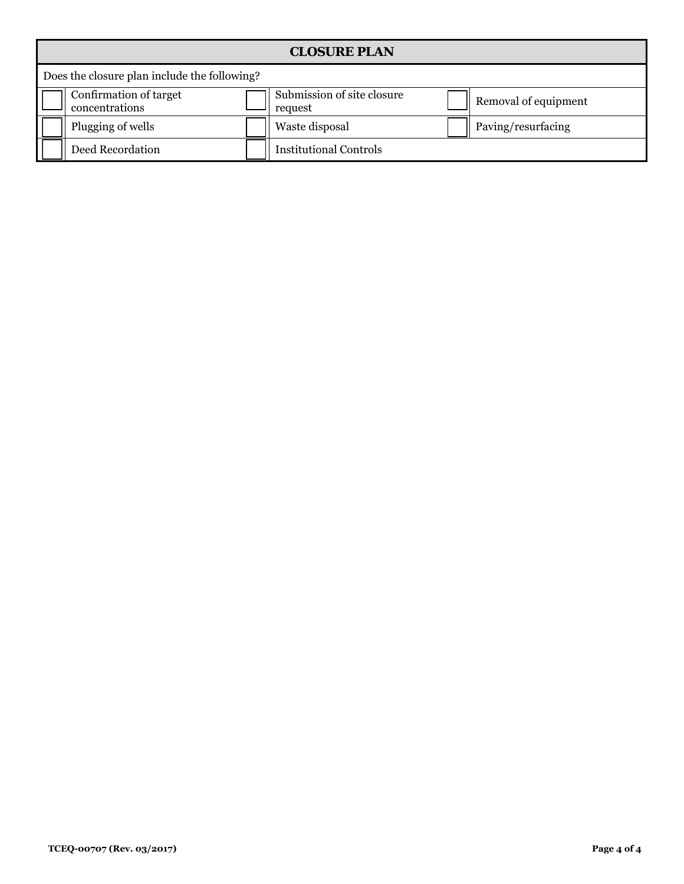## CLOSURE PLAN

Does the closure plan include the following?

| | | | | | |
|---|---|---|---|---|---|
| ☐ | Confirmation of target concentrations | ☐ | Submission of site closure request | ☐ | Removal of equipment |
| ☐ | Plugging of wells | ☐ | Waste disposal | ☐ | Paving/resurfacing |
| ☐ | Deed Recordation | ☐ | Institutional Controls | | |

TCEQ-00707 (Rev. 03/2017)